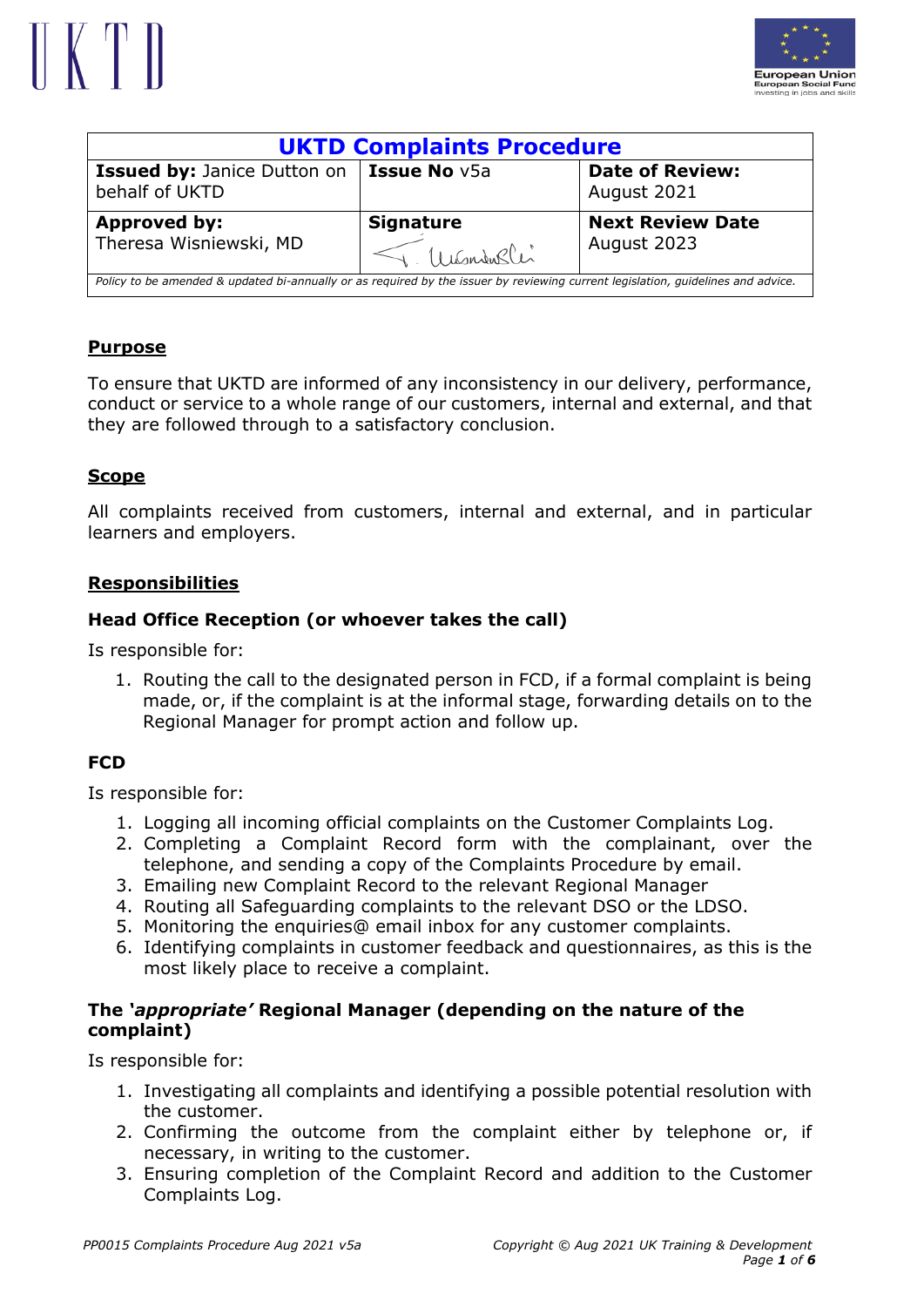| UKTD Complaints Procedure | | |
|---|---|---|
| **Issued by:** Janice Dutton on behalf of UKTD | **Issue No** v5a | **Date of Review:** August 2021 |
| **Approved by:** Theresa Wisniewski, MD | **Signature** | **Next Review Date** August 2023 |
| *Policy to be amended & updated bi-annually or as required by the issuer by reviewing current legislation, guidelines and advice.* | | |

## Purpose

To ensure that UKTD are informed of any inconsistency in our delivery, performance, conduct or service to a whole range of our customers, internal and external, and that they are followed through to a satisfactory conclusion.

## Scope

All complaints received from customers, internal and external, and in particular learners and employers.

## Responsibilities

### Head Office Reception (or whoever takes the call)

Is responsible for:

1. Routing the call to the designated person in FCD, if a formal complaint is being made, or, if the complaint is at the informal stage, forwarding details on to the Regional Manager for prompt action and follow up.

### FCD

Is responsible for:

1. Logging all incoming official complaints on the Customer Complaints Log.
2. Completing a Complaint Record form with the complainant, over the telephone, and sending a copy of the Complaints Procedure by email.
3. Emailing new Complaint Record to the relevant Regional Manager
4. Routing all Safeguarding complaints to the relevant DSO or the LDSO.
5. Monitoring the enquiries@ email inbox for any customer complaints.
6. Identifying complaints in customer feedback and questionnaires, as this is the most likely place to receive a complaint.

### The *'appropriate'* Regional Manager (depending on the nature of the complaint)

Is responsible for:

1. Investigating all complaints and identifying a possible potential resolution with the customer.
2. Confirming the outcome from the complaint either by telephone or, if necessary, in writing to the customer.
3. Ensuring completion of the Complaint Record and addition to the Customer Complaints Log.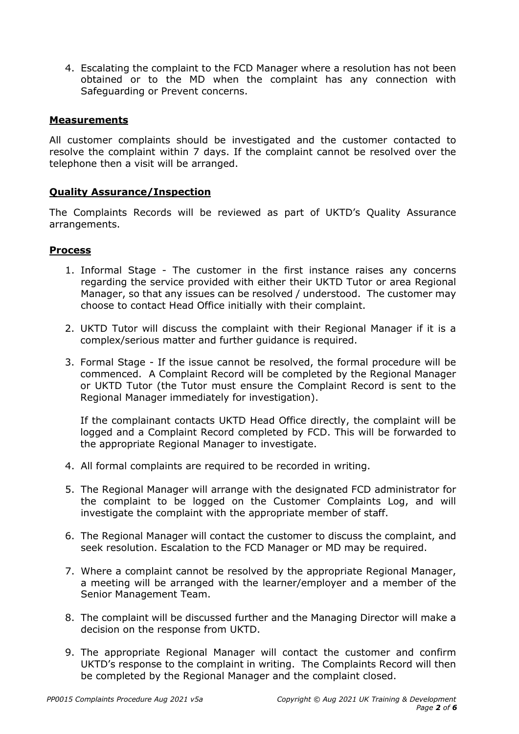4. Escalating the complaint to the FCD Manager where a resolution has not been obtained or to the MD when the complaint has any connection with Safeguarding or Prevent concerns.

## **Measurements**

All customer complaints should be investigated and the customer contacted to resolve the complaint within 7 days. If the complaint cannot be resolved over the telephone then a visit will be arranged.

## **Quality Assurance/Inspection**

The Complaints Records will be reviewed as part of UKTD's Quality Assurance arrangements.

## **Process**

1. Informal Stage - The customer in the first instance raises any concerns regarding the service provided with either their UKTD Tutor or area Regional Manager, so that any issues can be resolved / understood. The customer may choose to contact Head Office initially with their complaint.

2. UKTD Tutor will discuss the complaint with their Regional Manager if it is a complex/serious matter and further guidance is required.

3. Formal Stage - If the issue cannot be resolved, the formal procedure will be commenced. A Complaint Record will be completed by the Regional Manager or UKTD Tutor (the Tutor must ensure the Complaint Record is sent to the Regional Manager immediately for investigation).

   If the complainant contacts UKTD Head Office directly, the complaint will be logged and a Complaint Record completed by FCD. This will be forwarded to the appropriate Regional Manager to investigate.

4. All formal complaints are required to be recorded in writing.

5. The Regional Manager will arrange with the designated FCD administrator for the complaint to be logged on the Customer Complaints Log, and will investigate the complaint with the appropriate member of staff.

6. The Regional Manager will contact the customer to discuss the complaint, and seek resolution. Escalation to the FCD Manager or MD may be required.

7. Where a complaint cannot be resolved by the appropriate Regional Manager, a meeting will be arranged with the learner/employer and a member of the Senior Management Team.

8. The complaint will be discussed further and the Managing Director will make a decision on the response from UKTD.

9. The appropriate Regional Manager will contact the customer and confirm UKTD's response to the complaint in writing. The Complaints Record will then be completed by the Regional Manager and the complaint closed.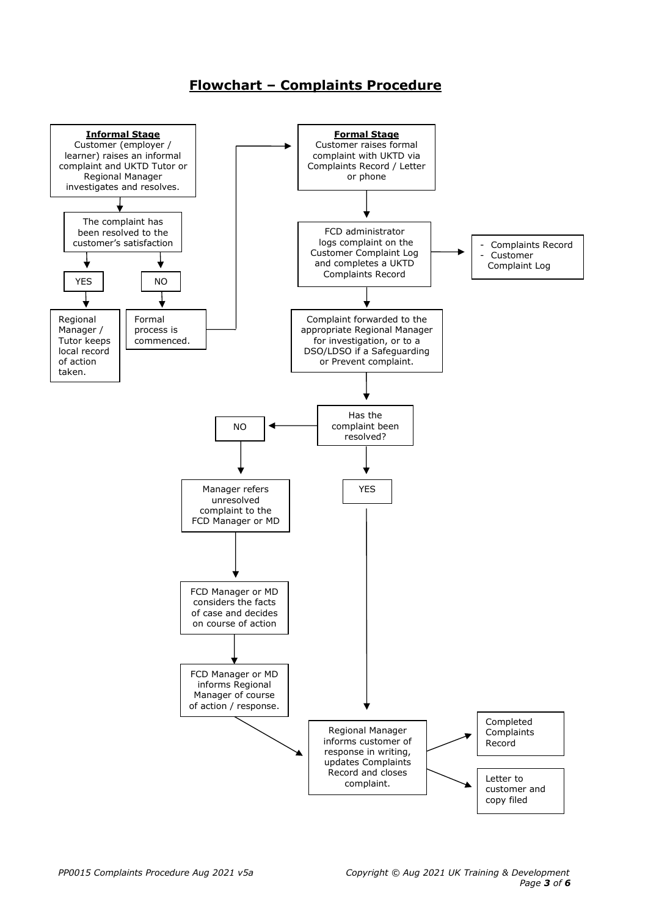## Flowchart – Complaints Procedure

**Informal Stage**
Customer (employer / learner) raises an informal complaint and UKTD Tutor or Regional Manager investigates and resolves.

The complaint has been resolved to the customer's satisfaction

- YES → Regional Manager / Tutor keeps local record of action taken.
- NO → Formal process is commenced. → Formal Stage

**Formal Stage**
Customer raises formal complaint with UKTD via Complaints Record / Letter or phone

FCD administrator logs complaint on the Customer Complaint Log and completes a UKTD Complaints Record

- Complaints Record
- Customer Complaint Log

Complaint forwarded to the appropriate Regional Manager for investigation, or to a DSO/LDSO if a Safeguarding or Prevent complaint.

Has the complaint been resolved?

- NO → Manager refers unresolved complaint to the FCD Manager or MD → FCD Manager or MD considers the facts of case and decides on course of action → FCD Manager or MD informs Regional Manager of course of action / response. → Regional Manager informs customer
- YES → Regional Manager informs customer

Regional Manager informs customer of response in writing, updates Complaints Record and closes complaint.

- Completed Complaints Record
- Letter to customer and copy filed

*PP0015 Complaints Procedure Aug 2021 v5a*

*Copyright © Aug 2021 UK Training & Development*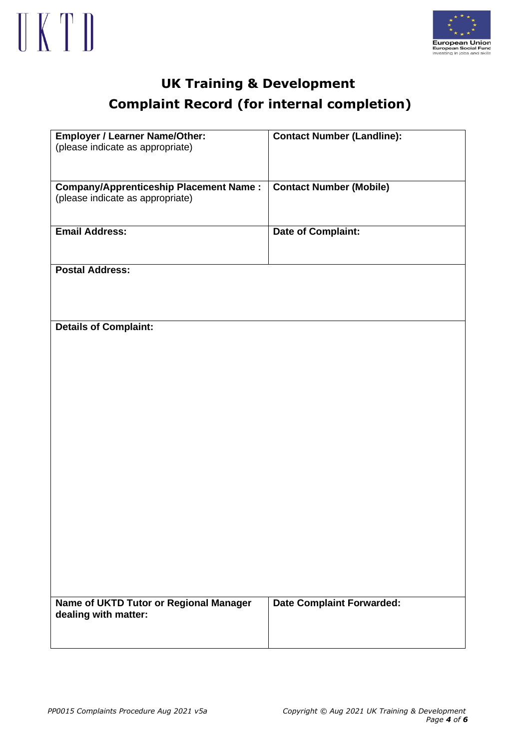# UK Training & Development

## Complaint Record (for internal completion)

| **Employer / Learner Name/Other:** (please indicate as appropriate) | **Contact Number (Landline):** |
| --- | --- |
| **Company/Apprenticeship Placement Name :** (please indicate as appropriate) | **Contact Number (Mobile)** |
| **Email Address:** | **Date of Complaint:** |
| **Postal Address:** | |
| **Details of Complaint:** | |
| **Name of UKTD Tutor or Regional Manager dealing with matter:** | **Date Complaint Forwarded:** |

*PP0015 Complaints Procedure Aug 2021 v5a*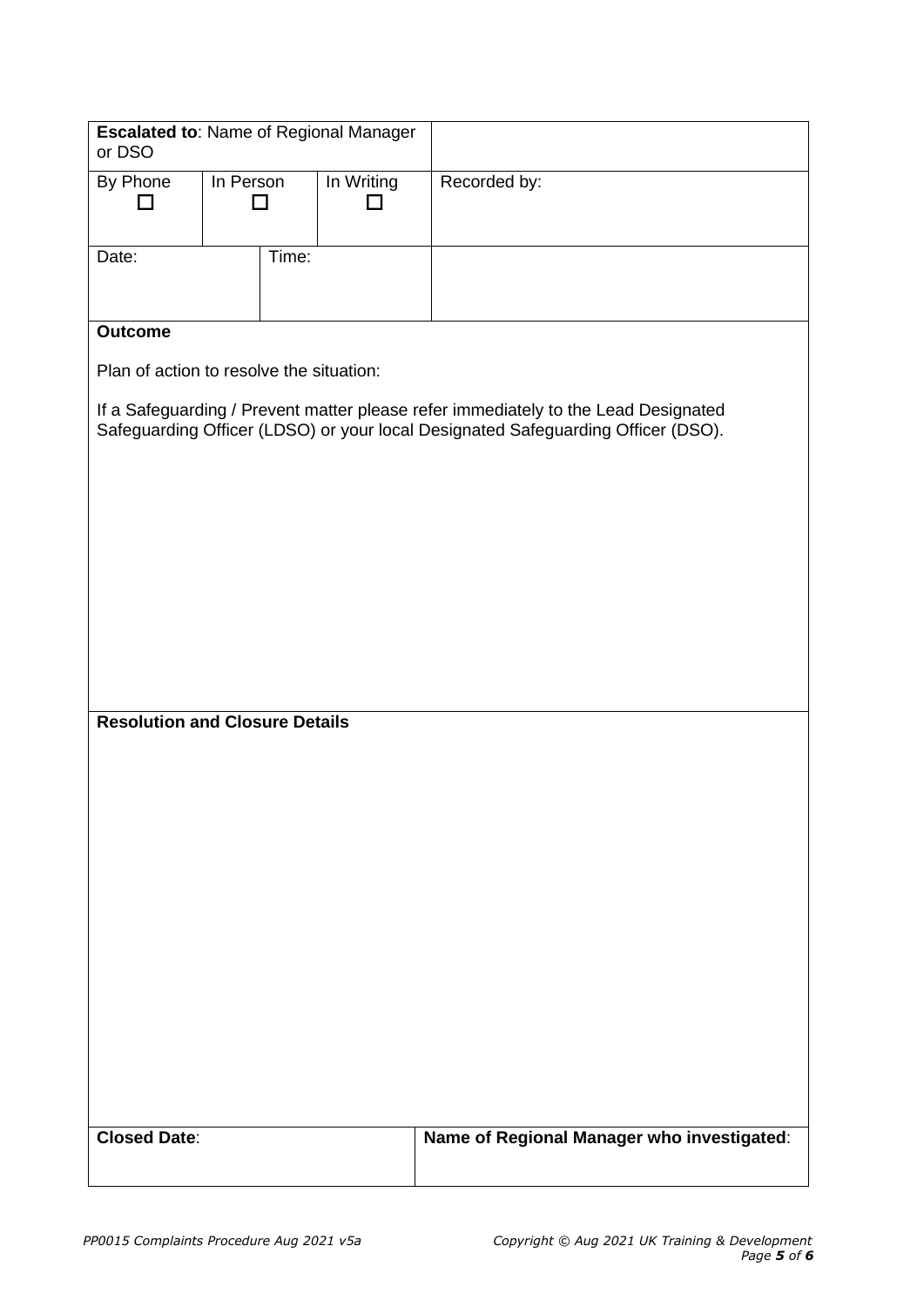| **Escalated to**: Name of Regional Manager or DSO | | | | |
|---|---|---|---|---|
| By Phone ☐ | In Person ☐ | | In Writing ☐ | Recorded by: |
| Date: | | Time: | | |

**Outcome**

Plan of action to resolve the situation:

If a Safeguarding / Prevent matter please refer immediately to the Lead Designated Safeguarding Officer (LDSO) or your local Designated Safeguarding Officer (DSO).

**Resolution and Closure Details**

| **Closed Date**: | **Name of Regional Manager who investigated**: |
|---|---|
| | |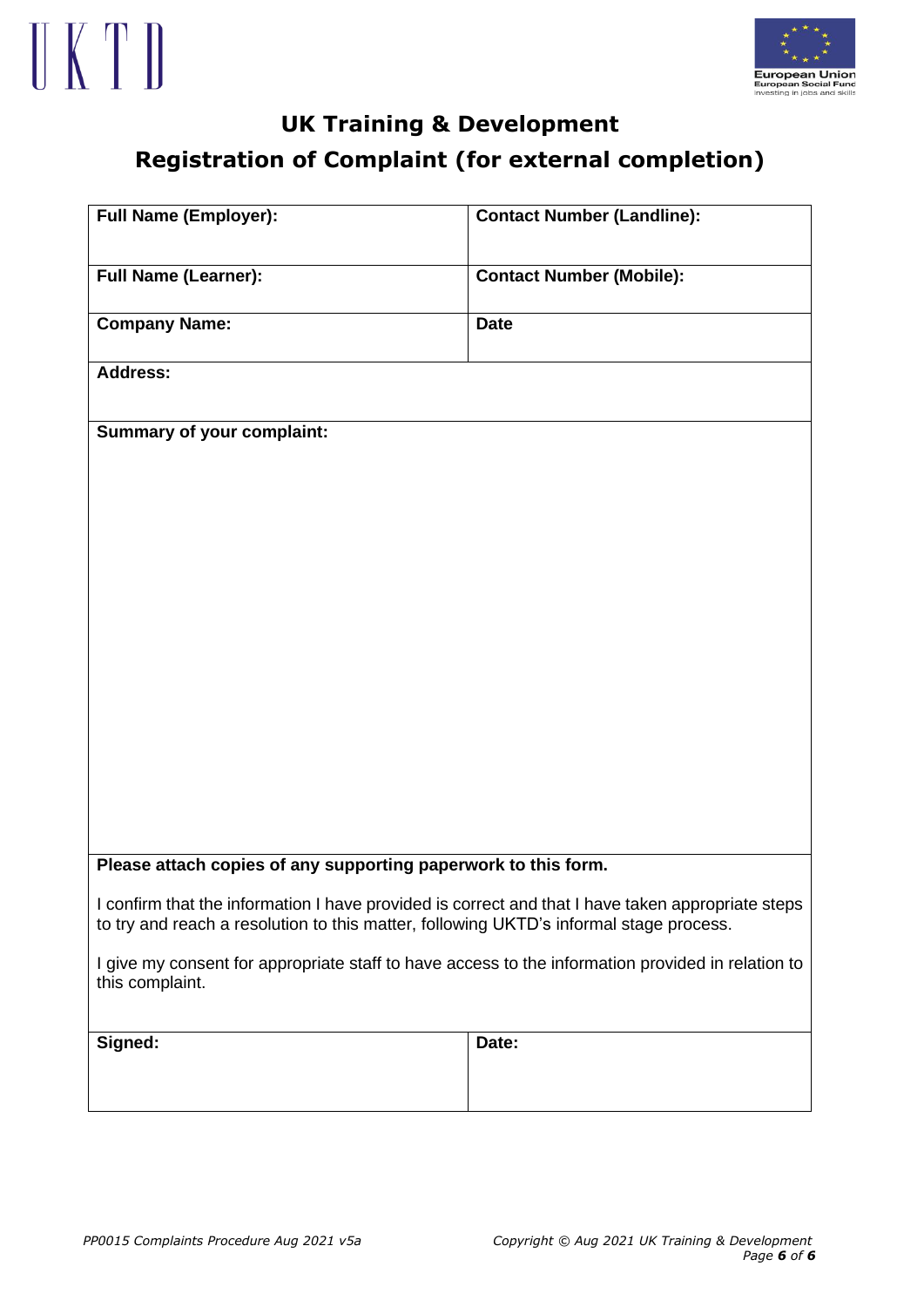# UK Training & Development

## Registration of Complaint (for external completion)

| | |
|---|---|
| **Full Name (Employer):** | **Contact Number (Landline):** |
| **Full Name (Learner):** | **Contact Number (Mobile):** |
| **Company Name:** | **Date** |
| **Address:** | |
| **Summary of your complaint:** | |

**Please attach copies of any supporting paperwork to this form.**

I confirm that the information I have provided is correct and that I have taken appropriate steps to try and reach a resolution to this matter, following UKTD's informal stage process.

I give my consent for appropriate staff to have access to the information provided in relation to this complaint.

| | |
|---|---|
| **Signed:** | **Date:** |

*PP0015 Complaints Procedure Aug 2021 v5a*